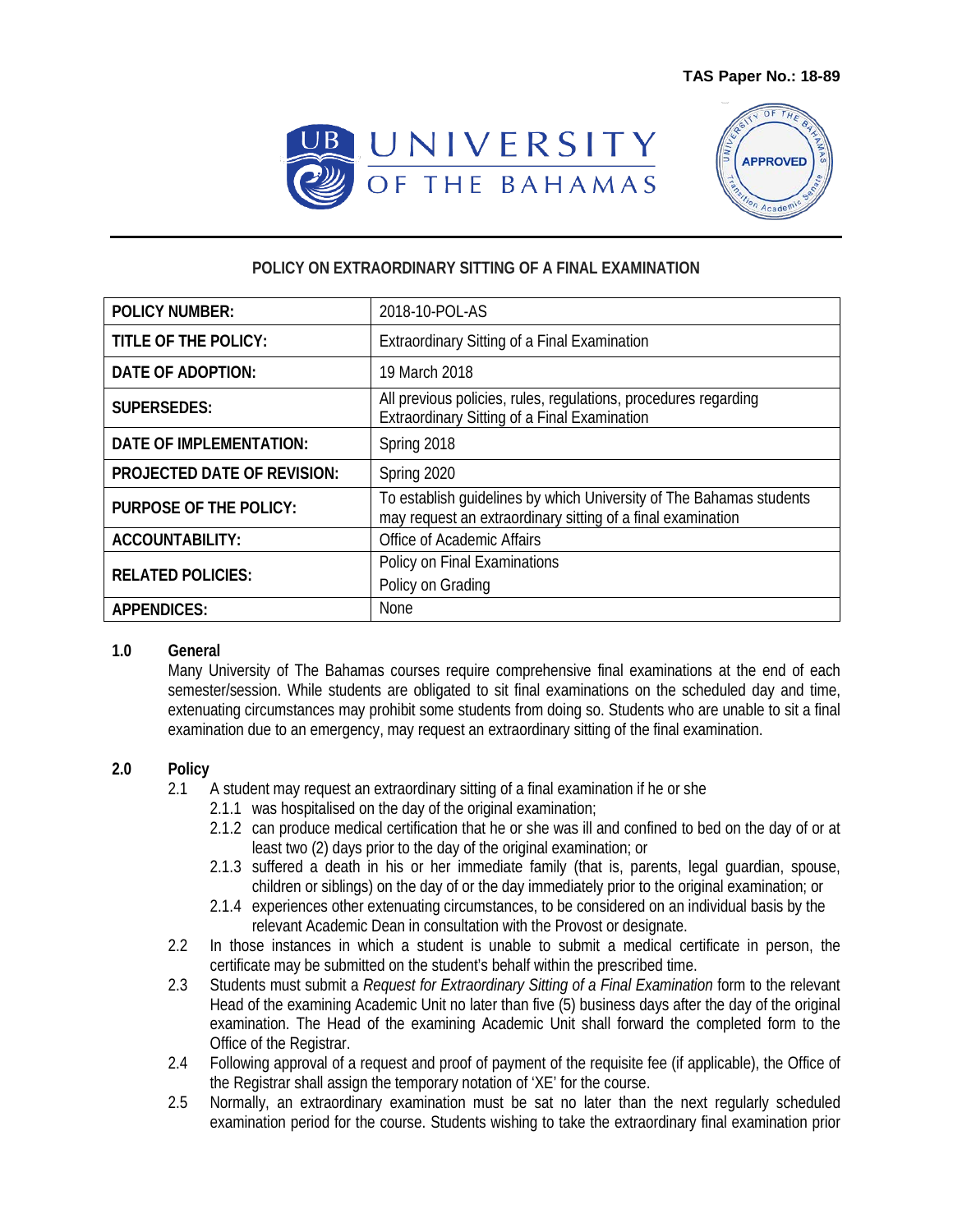**TAS Paper No.: 18-89**

UNIVERSITY OF THE BAHAMAS

## POLICY ON EXTRAORDINARY SITTING OF A FINAL EXAMINATION

| | |
|---|---|
| **POLICY NUMBER:** | 2018-10-POL-AS |
| **TITLE OF THE POLICY:** | Extraordinary Sitting of a Final Examination |
| **DATE OF ADOPTION:** | 19 March 2018 |
| **SUPERSEDES:** | All previous policies, rules, regulations, procedures regarding Extraordinary Sitting of a Final Examination |
| **DATE OF IMPLEMENTATION:** | Spring 2018 |
| **PROJECTED DATE OF REVISION:** | Spring 2020 |
| **PURPOSE OF THE POLICY:** | To establish guidelines by which University of The Bahamas students may request an extraordinary sitting of a final examination |
| **ACCOUNTABILITY:** | Office of Academic Affairs |
| **RELATED POLICIES:** | Policy on Final Examinations<br>Policy on Grading |
| **APPENDICES:** | None |

### 1.0 General

Many University of The Bahamas courses require comprehensive final examinations at the end of each semester/session. While students are obligated to sit final examinations on the scheduled day and time, extenuating circumstances may prohibit some students from doing so. Students who are unable to sit a final examination due to an emergency, may request an extraordinary sitting of the final examination.

### 2.0 Policy

2.1 A student may request an extraordinary sitting of a final examination if he or she

- 2.1.1 was hospitalised on the day of the original examination;
- 2.1.2 can produce medical certification that he or she was ill and confined to bed on the day of or at least two (2) days prior to the day of the original examination; or
- 2.1.3 suffered a death in his or her immediate family (that is, parents, legal guardian, spouse, children or siblings) on the day of or the day immediately prior to the original examination; or
- 2.1.4 experiences other extenuating circumstances, to be considered on an individual basis by the relevant Academic Dean in consultation with the Provost or designate.

2.2 In those instances in which a student is unable to submit a medical certificate in person, the certificate may be submitted on the student's behalf within the prescribed time.

2.3 Students must submit a *Request for Extraordinary Sitting of a Final Examination* form to the relevant Head of the examining Academic Unit no later than five (5) business days after the day of the original examination. The Head of the examining Academic Unit shall forward the completed form to the Office of the Registrar.

2.4 Following approval of a request and proof of payment of the requisite fee (if applicable), the Office of the Registrar shall assign the temporary notation of 'XE' for the course.

2.5 Normally, an extraordinary examination must be sat no later than the next regularly scheduled examination period for the course. Students wishing to take the extraordinary final examination prior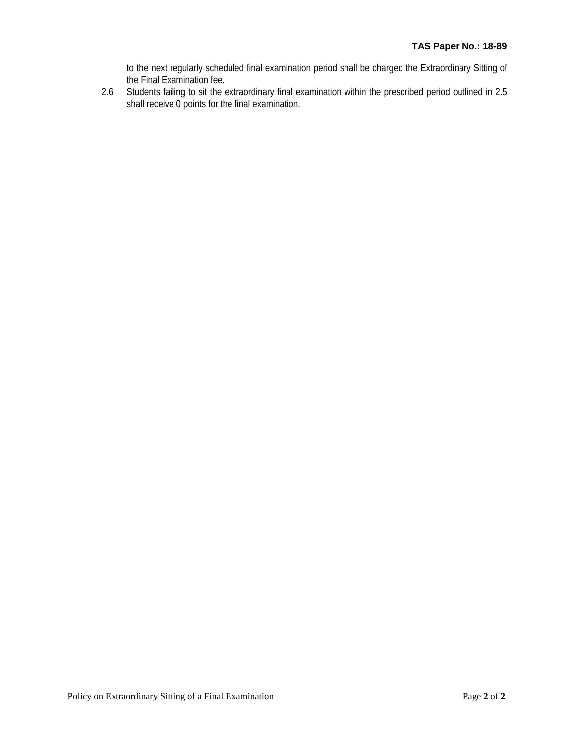to the next regularly scheduled final examination period shall be charged the Extraordinary Sitting of the Final Examination fee.

2.6 Students failing to sit the extraordinary final examination within the prescribed period outlined in 2.5 shall receive 0 points for the final examination.